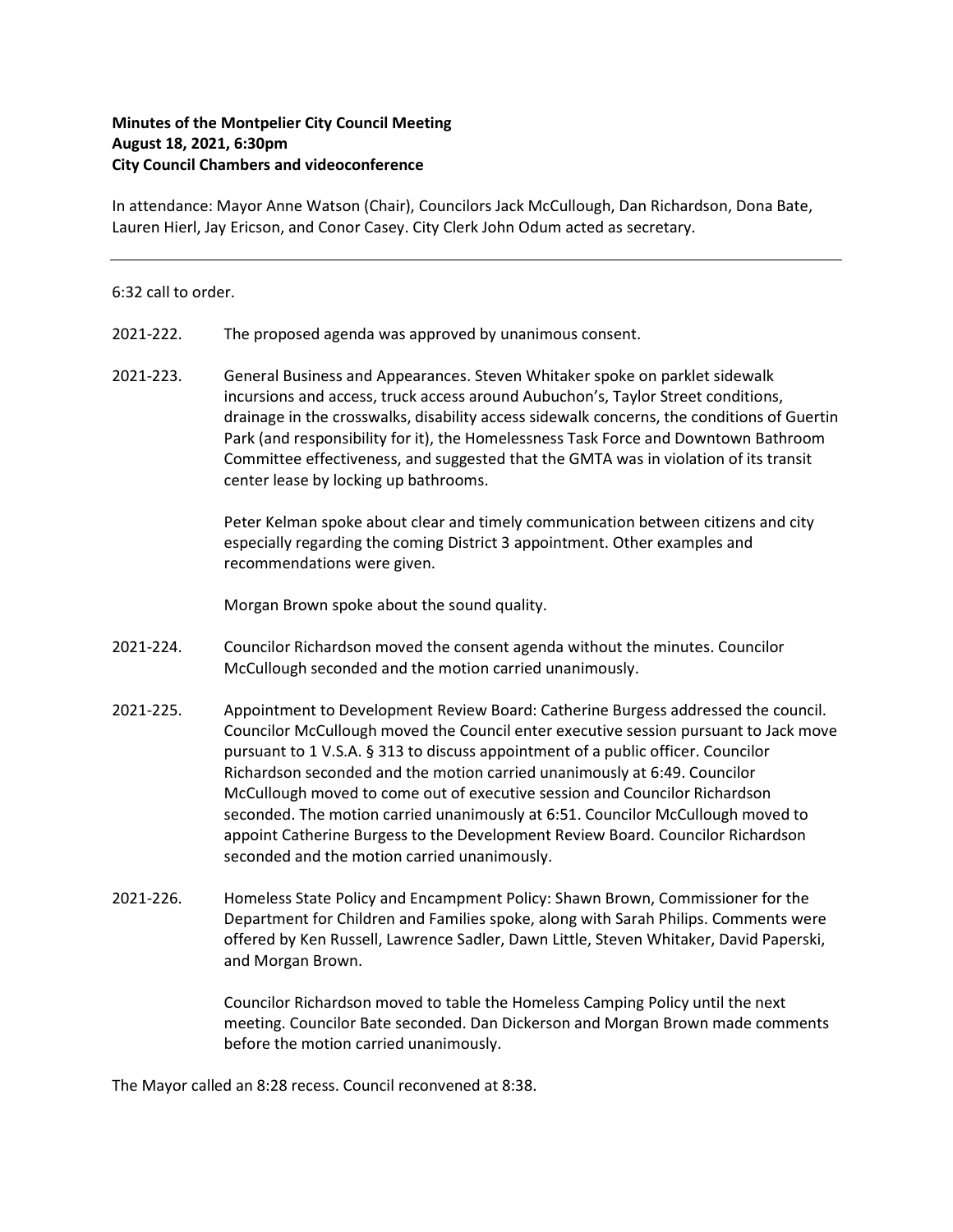**Minutes of the Montpelier City Council Meeting**
**August 18, 2021, 6:30pm**
**City Council Chambers and videoconference**

In attendance: Mayor Anne Watson (Chair), Councilors Jack McCullough, Dan Richardson, Dona Bate, Lauren Hierl, Jay Ericson, and Conor Casey. City Clerk John Odum acted as secretary.

---

6:32 call to order.

2021-222. The proposed agenda was approved by unanimous consent.

2021-223. General Business and Appearances. Steven Whitaker spoke on parklet sidewalk incursions and access, truck access around Aubuchon's, Taylor Street conditions, drainage in the crosswalks, disability access sidewalk concerns, the conditions of Guertin Park (and responsibility for it), the Homelessness Task Force and Downtown Bathroom Committee effectiveness, and suggested that the GMTA was in violation of its transit center lease by locking up bathrooms.

Peter Kelman spoke about clear and timely communication between citizens and city especially regarding the coming District 3 appointment. Other examples and recommendations were given.

Morgan Brown spoke about the sound quality.

2021-224. Councilor Richardson moved the consent agenda without the minutes. Councilor McCullough seconded and the motion carried unanimously.

2021-225. Appointment to Development Review Board: Catherine Burgess addressed the council. Councilor McCullough moved the Council enter executive session pursuant to Jack move pursuant to 1 V.S.A. § 313 to discuss appointment of a public officer. Councilor Richardson seconded and the motion carried unanimously at 6:49. Councilor McCullough moved to come out of executive session and Councilor Richardson seconded. The motion carried unanimously at 6:51. Councilor McCullough moved to appoint Catherine Burgess to the Development Review Board. Councilor Richardson seconded and the motion carried unanimously.

2021-226. Homeless State Policy and Encampment Policy: Shawn Brown, Commissioner for the Department for Children and Families spoke, along with Sarah Philips. Comments were offered by Ken Russell, Lawrence Sadler, Dawn Little, Steven Whitaker, David Paperski, and Morgan Brown.

Councilor Richardson moved to table the Homeless Camping Policy until the next meeting. Councilor Bate seconded. Dan Dickerson and Morgan Brown made comments before the motion carried unanimously.

The Mayor called an 8:28 recess. Council reconvened at 8:38.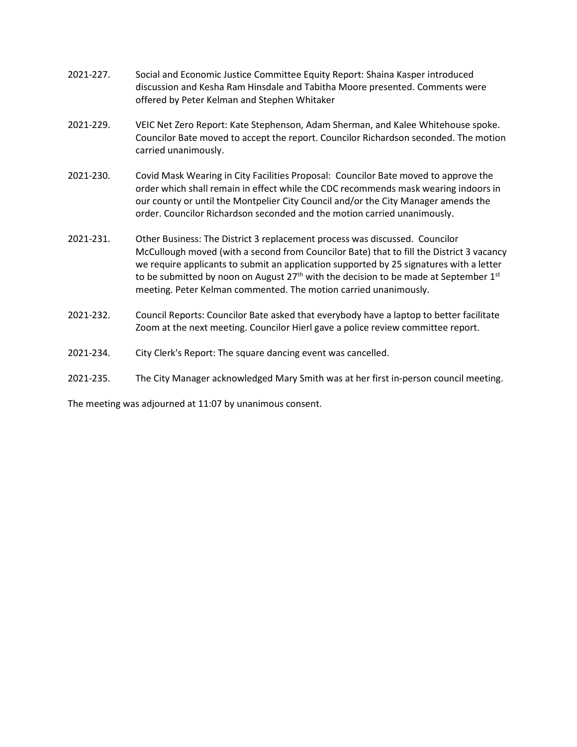2021-227. Social and Economic Justice Committee Equity Report: Shaina Kasper introduced discussion and Kesha Ram Hinsdale and Tabitha Moore presented. Comments were offered by Peter Kelman and Stephen Whitaker

2021-229. VEIC Net Zero Report: Kate Stephenson, Adam Sherman, and Kalee Whitehouse spoke. Councilor Bate moved to accept the report. Councilor Richardson seconded. The motion carried unanimously.

2021-230. Covid Mask Wearing in City Facilities Proposal: Councilor Bate moved to approve the order which shall remain in effect while the CDC recommends mask wearing indoors in our county or until the Montpelier City Council and/or the City Manager amends the order. Councilor Richardson seconded and the motion carried unanimously.

2021-231. Other Business: The District 3 replacement process was discussed. Councilor McCullough moved (with a second from Councilor Bate) that to fill the District 3 vacancy we require applicants to submit an application supported by 25 signatures with a letter to be submitted by noon on August 27th with the decision to be made at September 1st meeting. Peter Kelman commented. The motion carried unanimously.

2021-232. Council Reports: Councilor Bate asked that everybody have a laptop to better facilitate Zoom at the next meeting. Councilor Hierl gave a police review committee report.

2021-234. City Clerk's Report: The square dancing event was cancelled.

2021-235. The City Manager acknowledged Mary Smith was at her first in-person council meeting.

The meeting was adjourned at 11:07 by unanimous consent.